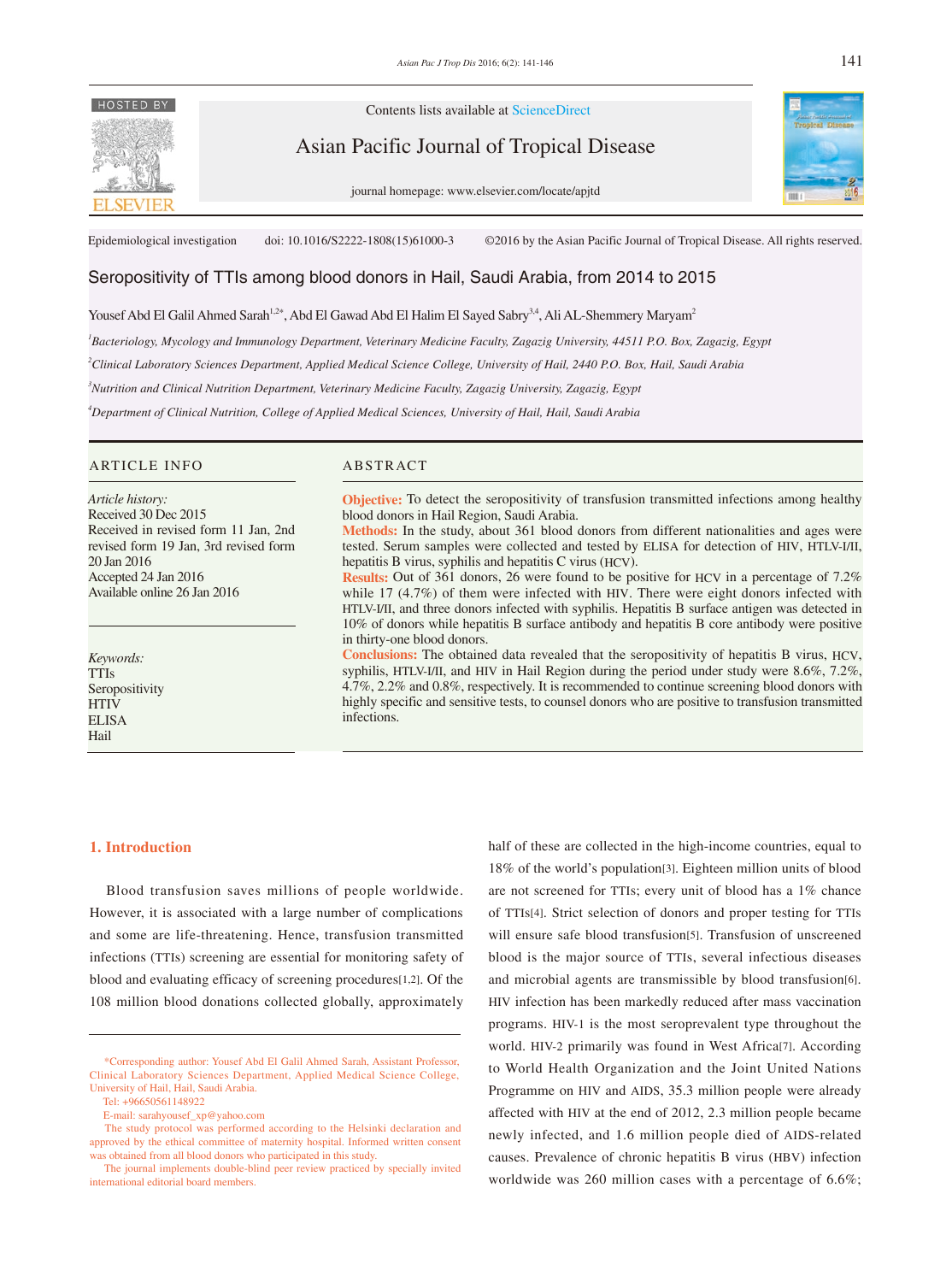Contents lists available at ScienceDirect

Asian Pacific Journal of Tropical Disease

journal homepage: www.elsevier.com/locate/apjtd

Epidemiological investigation doi: 10.1016/S2222-1808(15)61000-3 ©2016 by the Asian Pacific Journal of Tropical Disease. All rights reserved.

# Seropositivity of TTIs among blood donors in Hail, Saudi Arabia, from 2014 to 2015

Yousef Abd El Galil Ahmed Sarah[1,2*], Abd El Gawad Abd El Halim El Sayed Sabry[3,4], Ali AL-Shemmery Maryam[2]

[1]*Bacteriology, Mycology and Immunology Department, Veterinary Medicine Faculty, Zagazig University, 44511 P.O. Box, Zagazig, Egypt*

[2]*Clinical Laboratory Sciences Department, Applied Medical Science College, University of Hail, 2440 P.O. Box, Hail, Saudi Arabia*

[3]*Nutrition and Clinical Nutrition Department, Veterinary Medicine Faculty, Zagazig University, Zagazig, Egypt*

[4]*Department of Clinical Nutrition, College of Applied Medical Sciences, University of Hail, Hail, Saudi Arabia*

## ARTICLE INFO

*Article history:*
Received 30 Dec 2015
Received in revised form 11 Jan, 2nd revised form 19 Jan, 3rd revised form 20 Jan 2016
Accepted 24 Jan 2016
Available online 26 Jan 2016

*Keywords:*
TTIs
Seropositivity
HTIV
ELISA
Hail

## ABSTRACT

**Objective:** To detect the seropositivity of transfusion transmitted infections among healthy blood donors in Hail Region, Saudi Arabia.

**Methods:** In the study, about 361 blood donors from different nationalities and ages were tested. Serum samples were collected and tested by ELISA for detection of HIV, HTLV-I/II, hepatitis B virus, syphilis and hepatitis C virus (HCV).

**Results:** Out of 361 donors, 26 were found to be positive for HCV in a percentage of 7.2% while 17 (4.7%) of them were infected with HIV. There were eight donors infected with HTLV-I/II, and three donors infected with syphilis. Hepatitis B surface antigen was detected in 10% of donors while hepatitis B surface antibody and hepatitis B core antibody were positive in thirty-one blood donors.

**Conclusions:** The obtained data revealed that the seropositivity of hepatitis B virus, HCV, syphilis, HTLV-I/II, and HIV in Hail Region during the period under study were 8.6%, 7.2%, 4.7%, 2.2% and 0.8%, respectively. It is recommended to continue screening blood donors with highly specific and sensitive tests, to counsel donors who are positive to transfusion transmitted infections.

## 1. Introduction

Blood transfusion saves millions of people worldwide. However, it is associated with a large number of complications and some are life-threatening. Hence, transfusion transmitted infections (TTIs) screening are essential for monitoring safety of blood and evaluating efficacy of screening procedures[1,2]. Of the 108 million blood donations collected globally, approximately half of these are collected in the high-income countries, equal to 18% of the world's population[3]. Eighteen million units of blood are not screened for TTIs; every unit of blood has a 1% chance of TTIs[4]. Strict selection of donors and proper testing for TTIs will ensure safe blood transfusion[5]. Transfusion of unscreened blood is the major source of TTIs, several infectious diseases and microbial agents are transmissible by blood transfusion[6]. HIV infection has been markedly reduced after mass vaccination programs. HIV-1 is the most seroprevalent type throughout the world. HIV-2 primarily was found in West Africa[7]. According to World Health Organization and the Joint United Nations Programme on HIV and AIDS, 35.3 million people were already affected with HIV at the end of 2012, 2.3 million people became newly infected, and 1.6 million people died of AIDS-related causes. Prevalence of chronic hepatitis B virus (HBV) infection worldwide was 260 million cases with a percentage of 6.6%;

*Corresponding author: Yousef Abd El Galil Ahmed Sarah, Assistant Professor, Clinical Laboratory Sciences Department, Applied Medical Science College, University of Hail, Hail, Saudi Arabia.
Tel: +96650561148922
E-mail: sarahyousef_xp@yahoo.com
The study protocol was performed according to the Helsinki declaration and approved by the ethical committee of maternity hospital. Informed written consent was obtained from all blood donors who participated in this study.
The journal implements double-blind peer review practiced by specially invited international editorial board members.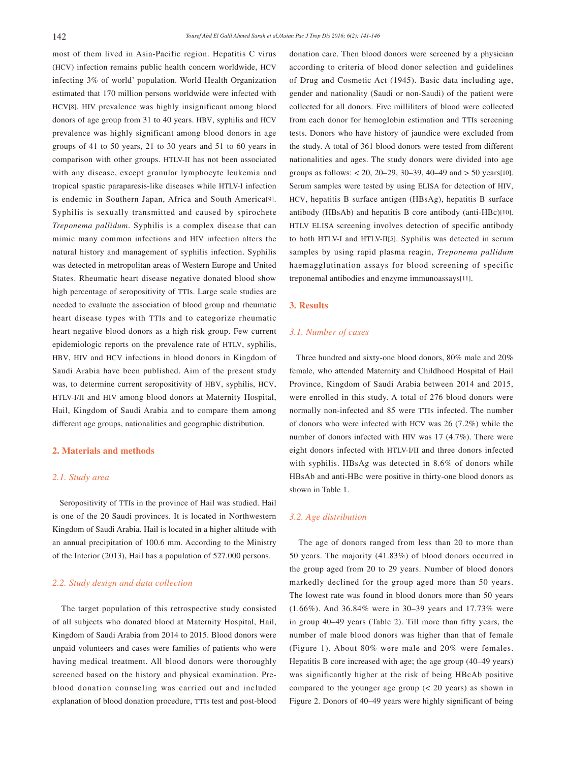most of them lived in Asia-Pacific region. Hepatitis C virus (HCV) infection remains public health concern worldwide, HCV infecting 3% of world' population. World Health Organization estimated that 170 million persons worldwide were infected with HCV[8]. HIV prevalence was highly insignificant among blood donors of age group from 31 to 40 years. HBV, syphilis and HCV prevalence was highly significant among blood donors in age groups of 41 to 50 years, 21 to 30 years and 51 to 60 years in comparison with other groups. HTLV-II has not been associated with any disease, except granular lymphocyte leukemia and tropical spastic paraparesis-like diseases while HTLV-I infection is endemic in Southern Japan, Africa and South America[9]. Syphilis is sexually transmitted and caused by spirochete *Treponema pallidum*. Syphilis is a complex disease that can mimic many common infections and HIV infection alters the natural history and management of syphilis infection. Syphilis was detected in metropolitan areas of Western Europe and United States. Rheumatic heart disease negative donated blood show high percentage of seropositivity of TTIs. Large scale studies are needed to evaluate the association of blood group and rheumatic heart disease types with TTIs and to categorize rheumatic heart negative blood donors as a high risk group. Few current epidemiologic reports on the prevalence rate of HTLV, syphilis, HBV, HIV and HCV infections in blood donors in Kingdom of Saudi Arabia have been published. Aim of the present study was, to determine current seropositivity of HBV, syphilis, HCV, HTLV-I/II and HIV among blood donors at Maternity Hospital, Hail, Kingdom of Saudi Arabia and to compare them among different age groups, nationalities and geographic distribution.

## 2. Materials and methods

### 2.1. Study area

Seropositivity of TTIs in the province of Hail was studied. Hail is one of the 20 Saudi provinces. It is located in Northwestern Kingdom of Saudi Arabia. Hail is located in a higher altitude with an annual precipitation of 100.6 mm. According to the Ministry of the Interior (2013), Hail has a population of 527.000 persons.

### 2.2. Study design and data collection

The target population of this retrospective study consisted of all subjects who donated blood at Maternity Hospital, Hail, Kingdom of Saudi Arabia from 2014 to 2015. Blood donors were unpaid volunteers and cases were families of patients who were having medical treatment. All blood donors were thoroughly screened based on the history and physical examination. Pre-blood donation counseling was carried out and included explanation of blood donation procedure, TTIs test and post-blood donation care. Then blood donors were screened by a physician according to criteria of blood donor selection and guidelines of Drug and Cosmetic Act (1945). Basic data including age, gender and nationality (Saudi or non-Saudi) of the patient were collected for all donors. Five milliliters of blood were collected from each donor for hemoglobin estimation and TTIs screening tests. Donors who have history of jaundice were excluded from the study. A total of 361 blood donors were tested from different nationalities and ages. The study donors were divided into age groups as follows: < 20, 20–29, 30–39, 40–49 and > 50 years[10]. Serum samples were tested by using ELISA for detection of HIV, HCV, hepatitis B surface antigen (HBsAg), hepatitis B surface antibody (HBsAb) and hepatitis B core antibody (anti-HBc)[10]. HTLV ELISA screening involves detection of specific antibody to both HTLV-I and HTLV-II[5]. Syphilis was detected in serum samples by using rapid plasma reagin, *Treponema pallidum* haemagglutination assays for blood screening of specific treponemal antibodies and enzyme immunoassays[11].

## 3. Results

### 3.1. Number of cases

Three hundred and sixty-one blood donors, 80% male and 20% female, who attended Maternity and Childhood Hospital of Hail Province, Kingdom of Saudi Arabia between 2014 and 2015, were enrolled in this study. A total of 276 blood donors were normally non-infected and 85 were TTIs infected. The number of donors who were infected with HCV was 26 (7.2%) while the number of donors infected with HIV was 17 (4.7%). There were eight donors infected with HTLV-I/II and three donors infected with syphilis. HBsAg was detected in 8.6% of donors while HBsAb and anti-HBc were positive in thirty-one blood donors as shown in Table 1.

### 3.2. Age distribution

The age of donors ranged from less than 20 to more than 50 years. The majority (41.83%) of blood donors occurred in the group aged from 20 to 29 years. Number of blood donors markedly declined for the group aged more than 50 years. The lowest rate was found in blood donors more than 50 years (1.66%). And 36.84% were in 30–39 years and 17.73% were in group 40–49 years (Table 2). Till more than fifty years, the number of male blood donors was higher than that of female (Figure 1). About 80% were male and 20% were females. Hepatitis B core increased with age; the age group (40–49 years) was significantly higher at the risk of being HBcAb positive compared to the younger age group (< 20 years) as shown in Figure 2. Donors of 40–49 years were highly significant of being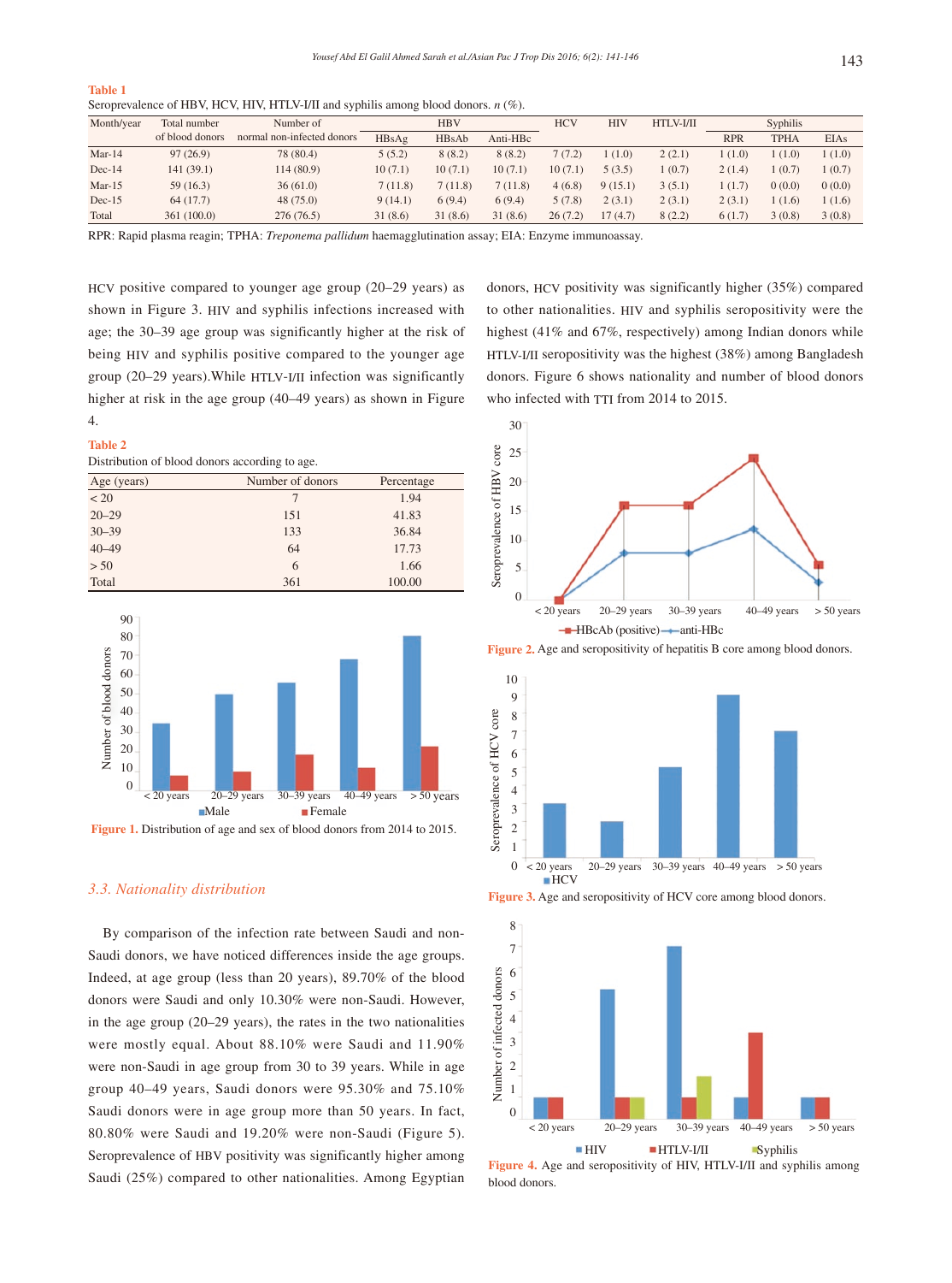**Table 1**

Seroprevalence of HBV, HCV, HIV, HTLV-I/II and syphilis among blood donors. *n* (%).

| Month/year | Total number of blood donors | Number of normal non-infected donors | HBV | | | HCV | HIV | HTLV-I/II | Syphilis | | |
|---|---|---|---|---|---|---|---|---|---|---|---|
| | | | HBsAg | HBsAb | Anti-HBc | | | | RPR | TPHA | EIAs |
| Mar-14 | 97 (26.9) | 78 (80.4) | 5 (5.2) | 8 (8.2) | 8 (8.2) | 7 (7.2) | 1 (1.0) | 2 (2.1) | 1 (1.0) | 1 (1.0) | 1 (1.0) |
| Dec-14 | 141 (39.1) | 114 (80.9) | 10 (7.1) | 10 (7.1) | 10 (7.1) | 10 (7.1) | 5 (3.5) | 1 (0.7) | 2 (1.4) | 1 (0.7) | 1 (0.7) |
| Mar-15 | 59 (16.3) | 36 (61.0) | 7 (11.8) | 7 (11.8) | 7 (11.8) | 4 (6.8) | 9 (15.1) | 3 (5.1) | 1 (1.7) | 0 (0.0) | 0 (0.0) |
| Dec-15 | 64 (17.7) | 48 (75.0) | 9 (14.1) | 6 (9.4) | 6 (9.4) | 5 (7.8) | 2 (3.1) | 2 (3.1) | 2 (3.1) | 1 (1.6) | 1 (1.6) |
| Total | 361 (100.0) | 276 (76.5) | 31 (8.6) | 31 (8.6) | 31 (8.6) | 26 (7.2) | 17 (4.7) | 8 (2.2) | 6 (1.7) | 3 (0.8) | 3 (0.8) |

RPR: Rapid plasma reagin; TPHA: *Treponema pallidum* haemagglutination assay; EIA: Enzyme immunoassay.

HCV positive compared to younger age group (20–29 years) as shown in Figure 3. HIV and syphilis infections increased with age; the 30–39 age group was significantly higher at the risk of being HIV and syphilis positive compared to the younger age group (20–29 years).While HTLV-I/II infection was significantly higher at risk in the age group (40–49 years) as shown in Figure 4.

**Table 2**

Distribution of blood donors according to age.

| Age (years) | Number of donors | Percentage |
|---|---|---|
| < 20 | 7 | 1.94 |
| 20–29 | 151 | 41.83 |
| 30–39 | 133 | 36.84 |
| 40–49 | 64 | 17.73 |
| > 50 | 6 | 1.66 |
| Total | 361 | 100.00 |

**Figure 1.** Distribution of age and sex of blood donors from 2014 to 2015.

### *3.3. Nationality distribution*

By comparison of the infection rate between Saudi and non-Saudi donors, we have noticed differences inside the age groups. Indeed, at age group (less than 20 years), 89.70% of the blood donors were Saudi and only 10.30% were non-Saudi. However, in the age group (20–29 years), the rates in the two nationalities were mostly equal. About 88.10% were Saudi and 11.90% were non-Saudi in age group from 30 to 39 years. While in age group 40–49 years, Saudi donors were 95.30% and 75.10% Saudi donors were in age group more than 50 years. In fact, 80.80% were Saudi and 19.20% were non-Saudi (Figure 5). Seroprevalence of HBV positivity was significantly higher among Saudi (25%) compared to other nationalities. Among Egyptian donors, HCV positivity was significantly higher (35%) compared to other nationalities. HIV and syphilis seropositivity were the highest (41% and 67%, respectively) among Indian donors while HTLV-I/II seropositivity was the highest (38%) among Bangladesh donors. Figure 6 shows nationality and number of blood donors who infected with TTI from 2014 to 2015.

**Figure 2.** Age and seropositivity of hepatitis B core among blood donors.

**Figure 3.** Age and seropositivity of HCV core among blood donors.

**Figure 4.** Age and seropositivity of HIV, HTLV-I/II and syphilis among blood donors.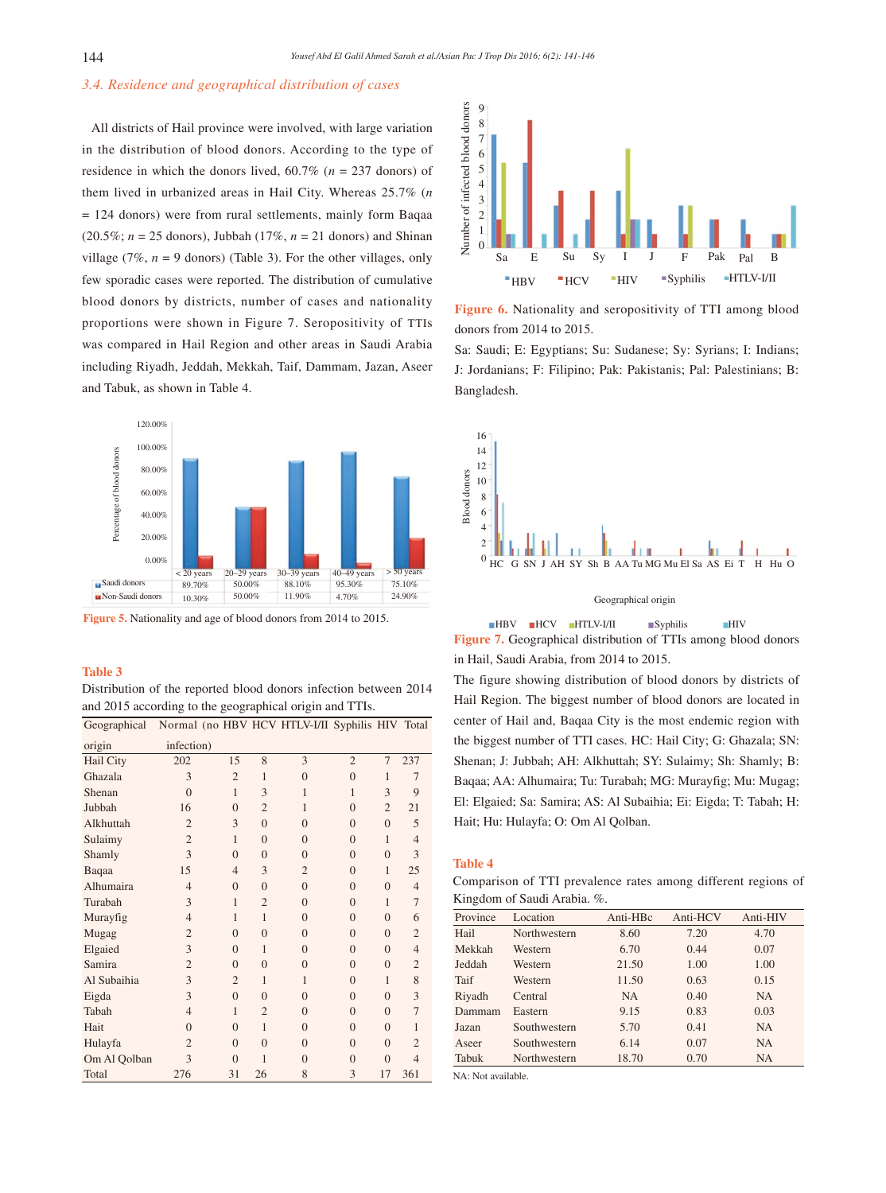### 3.4. Residence and geographical distribution of cases

All districts of Hail province were involved, with large variation in the distribution of blood donors. According to the type of residence in which the donors lived, 60.7% ($n$ = 237 donors) of them lived in urbanized areas in Hail City. Whereas 25.7% ($n$ = 124 donors) were from rural settlements, mainly form Baqaa (20.5%; $n$ = 25 donors), Jubbah (17%, $n$ = 21 donors) and Shinan village (7%, $n$ = 9 donors) (Table 3). For the other villages, only few sporadic cases were reported. The distribution of cumulative blood donors by districts, number of cases and nationality proportions were shown in Figure 7. Seropositivity of TTIs was compared in Hail Region and other areas in Saudi Arabia including Riyadh, Jeddah, Mekkah, Taif, Dammam, Jazan, Aseer and Tabuk, as shown in Table 4.

| | < 20 years | 20–29 years | 30–39 years | 40–49 years | > 50 years |
|---|---|---|---|---|---|
| Saudi donors | 89.70% | 50.00% | 88.10% | 95.30% | 75.10% |
| Non-Saudi donors | 10.30% | 50.00% | 11.90% | 4.70% | 24.90% |

**Figure 5.** Nationality and age of blood donors from 2014 to 2015.

**Table 3**

Distribution of the reported blood donors infection between 2014 and 2015 according to the geographical origin and TTIs.

| Geographical origin | Normal (no infection) | HBV | HCV | HTLV-I/II | Syphilis | HIV | Total |
|---|---|---|---|---|---|---|---|
| Hail City | 202 | 15 | 8 | 3 | 2 | 7 | 237 |
| Ghazala | 3 | 2 | 1 | 0 | 0 | 1 | 7 |
| Shenan | 0 | 1 | 3 | 1 | 1 | 3 | 9 |
| Jubbah | 16 | 0 | 2 | 1 | 0 | 2 | 21 |
| Alkhuttah | 2 | 3 | 0 | 0 | 0 | 0 | 5 |
| Sulaimy | 2 | 1 | 0 | 0 | 0 | 1 | 4 |
| Shamly | 3 | 0 | 0 | 0 | 0 | 0 | 3 |
| Baqaa | 15 | 4 | 3 | 2 | 0 | 1 | 25 |
| Alhumaira | 4 | 0 | 0 | 0 | 0 | 0 | 4 |
| Turabah | 3 | 1 | 2 | 0 | 0 | 1 | 7 |
| Murayfig | 4 | 1 | 1 | 0 | 0 | 0 | 6 |
| Mugag | 2 | 0 | 0 | 0 | 0 | 0 | 2 |
| Elgaied | 3 | 0 | 1 | 0 | 0 | 0 | 4 |
| Samira | 2 | 0 | 0 | 0 | 0 | 0 | 2 |
| Al Subaihia | 3 | 2 | 1 | 1 | 0 | 1 | 8 |
| Eigda | 3 | 0 | 0 | 0 | 0 | 0 | 3 |
| Tabah | 4 | 1 | 2 | 0 | 0 | 0 | 7 |
| Hait | 0 | 0 | 1 | 0 | 0 | 0 | 1 |
| Hulayfa | 2 | 0 | 0 | 0 | 0 | 0 | 2 |
| Om Al Qolban | 3 | 0 | 1 | 0 | 0 | 0 | 4 |
| Total | 276 | 31 | 26 | 8 | 3 | 17 | 361 |

**Figure 6.** Nationality and seropositivity of TTI among blood donors from 2014 to 2015.

Sa: Saudi; E: Egyptians; Su: Sudanese; Sy: Syrians; I: Indians; J: Jordanians; F: Filipino; Pak: Pakistanis; Pal: Palestinians; B: Bangladesh.

**Figure 7.** Geographical distribution of TTIs among blood donors in Hail, Saudi Arabia, from 2014 to 2015.

The figure showing distribution of blood donors by districts of Hail Region. The biggest number of blood donors are located in center of Hail and, Baqaa City is the most endemic region with the biggest number of TTI cases. HC: Hail City; G: Ghazala; SN: Shenan; J: Jubbah; AH: Alkhuttah; SY: Sulaimy; Sh: Shamly; B: Baqaa; AA: Alhumaira; Tu: Turabah; MG: Murayfig; Mu: Mugag; El: Elgaied; Sa: Samira; AS: Al Subaihia; Ei: Eigda; T: Tabah; H: Hait; Hu: Hulayfa; O: Om Al Qolban.

**Table 4**

Comparison of TTI prevalence rates among different regions of Kingdom of Saudi Arabia. %.

| Province | Location | Anti-HBc | Anti-HCV | Anti-HIV |
|---|---|---|---|---|
| Hail | Northwestern | 8.60 | 7.20 | 4.70 |
| Mekkah | Western | 6.70 | 0.44 | 0.07 |
| Jeddah | Western | 21.50 | 1.00 | 1.00 |
| Taif | Western | 11.50 | 0.63 | 0.15 |
| Riyadh | Central | NA | 0.40 | NA |
| Dammam | Eastern | 9.15 | 0.83 | 0.03 |
| Jazan | Southwestern | 5.70 | 0.41 | NA |
| Aseer | Southwestern | 6.14 | 0.07 | NA |
| Tabuk | Northwestern | 18.70 | 0.70 | NA |

NA: Not available.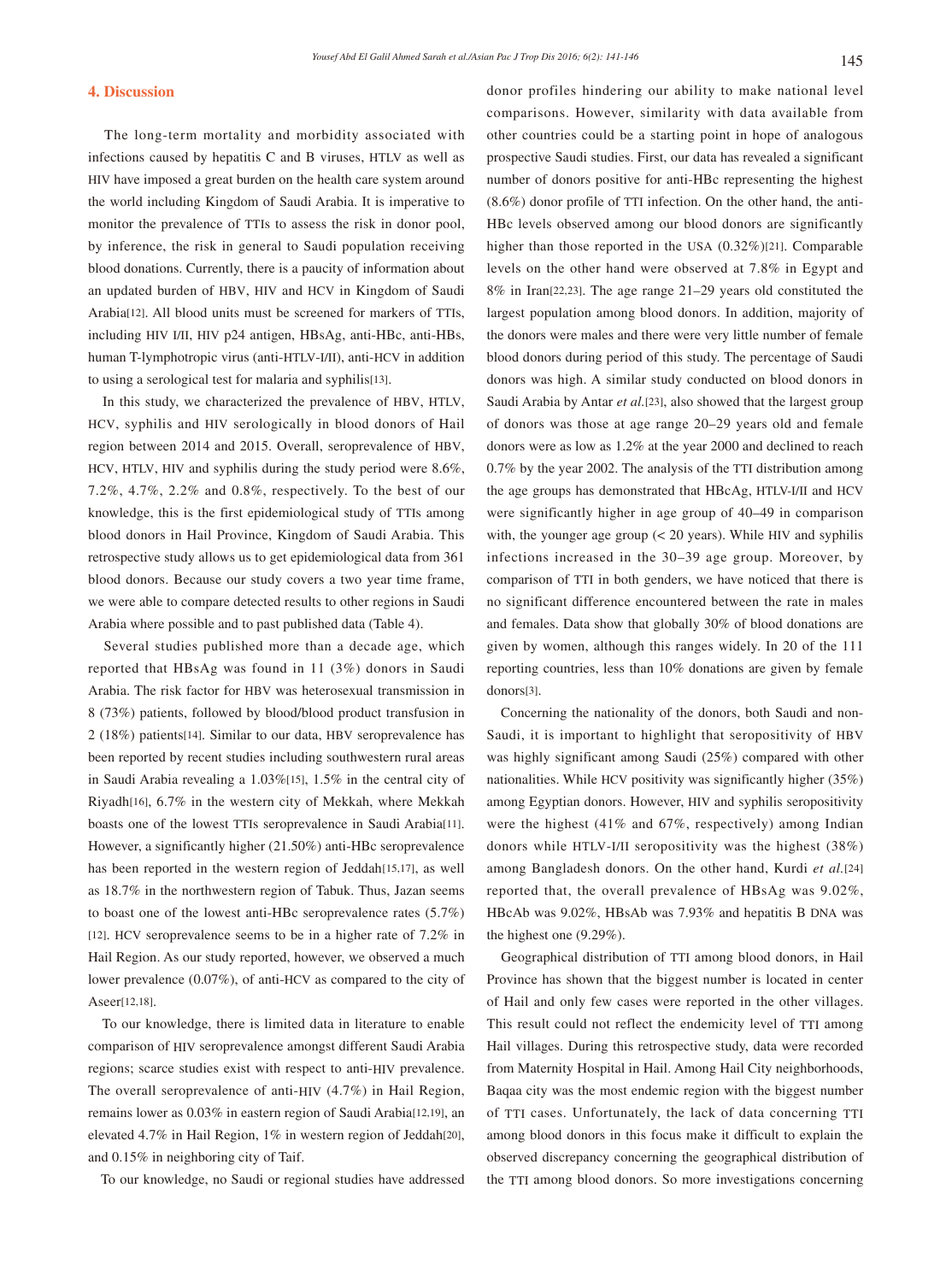## 4. Discussion

The long-term mortality and morbidity associated with infections caused by hepatitis C and B viruses, HTLV as well as HIV have imposed a great burden on the health care system around the world including Kingdom of Saudi Arabia. It is imperative to monitor the prevalence of TTIs to assess the risk in donor pool, by inference, the risk in general to Saudi population receiving blood donations. Currently, there is a paucity of information about an updated burden of HBV, HIV and HCV in Kingdom of Saudi Arabia[12]. All blood units must be screened for markers of TTIs, including HIV I/II, HIV p24 antigen, HBsAg, anti-HBc, anti-HBs, human T-lymphotropic virus (anti-HTLV-I/II), anti-HCV in addition to using a serological test for malaria and syphilis[13].

In this study, we characterized the prevalence of HBV, HTLV, HCV, syphilis and HIV serologically in blood donors of Hail region between 2014 and 2015. Overall, seroprevalence of HBV, HCV, HTLV, HIV and syphilis during the study period were 8.6%, 7.2%, 4.7%, 2.2% and 0.8%, respectively. To the best of our knowledge, this is the first epidemiological study of TTIs among blood donors in Hail Province, Kingdom of Saudi Arabia. This retrospective study allows us to get epidemiological data from 361 blood donors. Because our study covers a two year time frame, we were able to compare detected results to other regions in Saudi Arabia where possible and to past published data (Table 4).

Several studies published more than a decade age, which reported that HBsAg was found in 11 (3%) donors in Saudi Arabia. The risk factor for HBV was heterosexual transmission in 8 (73%) patients, followed by blood/blood product transfusion in 2 (18%) patients[14]. Similar to our data, HBV seroprevalence has been reported by recent studies including southwestern rural areas in Saudi Arabia revealing a 1.03%[15], 1.5% in the central city of Riyadh[16], 6.7% in the western city of Mekkah, where Mekkah boasts one of the lowest TTIs seroprevalence in Saudi Arabia[11]. However, a significantly higher (21.50%) anti-HBc seroprevalence has been reported in the western region of Jeddah[15,17], as well as 18.7% in the northwestern region of Tabuk. Thus, Jazan seems to boast one of the lowest anti-HBc seroprevalence rates (5.7%)[12]. HCV seroprevalence seems to be in a higher rate of 7.2% in Hail Region. As our study reported, however, we observed a much lower prevalence (0.07%), of anti-HCV as compared to the city of Aseer[12,18].

To our knowledge, there is limited data in literature to enable comparison of HIV seroprevalence amongst different Saudi Arabia regions; scarce studies exist with respect to anti-HIV prevalence. The overall seroprevalence of anti-HIV (4.7%) in Hail Region, remains lower as 0.03% in eastern region of Saudi Arabia[12,19], an elevated 4.7% in Hail Region, 1% in western region of Jeddah[20], and 0.15% in neighboring city of Taif.

To our knowledge, no Saudi or regional studies have addressed donor profiles hindering our ability to make national level comparisons. However, similarity with data available from other countries could be a starting point in hope of analogous prospective Saudi studies. First, our data has revealed a significant number of donors positive for anti-HBc representing the highest (8.6%) donor profile of TTI infection. On the other hand, the anti-HBc levels observed among our blood donors are significantly higher than those reported in the USA (0.32%)[21]. Comparable levels on the other hand were observed at 7.8% in Egypt and 8% in Iran[22,23]. The age range 21–29 years old constituted the largest population among blood donors. In addition, majority of the donors were males and there were very little number of female blood donors during period of this study. The percentage of Saudi donors was high. A similar study conducted on blood donors in Saudi Arabia by Antar *et al.*[23], also showed that the largest group of donors was those at age range 20–29 years old and female donors were as low as 1.2% at the year 2000 and declined to reach 0.7% by the year 2002. The analysis of the TTI distribution among the age groups has demonstrated that HBcAg, HTLV-I/II and HCV were significantly higher in age group of 40–49 in comparison with, the younger age group (< 20 years). While HIV and syphilis infections increased in the 30–39 age group. Moreover, by comparison of TTI in both genders, we have noticed that there is no significant difference encountered between the rate in males and females. Data show that globally 30% of blood donations are given by women, although this ranges widely. In 20 of the 111 reporting countries, less than 10% donations are given by female donors[3].

Concerning the nationality of the donors, both Saudi and non-Saudi, it is important to highlight that seropositivity of HBV was highly significant among Saudi (25%) compared with other nationalities. While HCV positivity was significantly higher (35%) among Egyptian donors. However, HIV and syphilis seropositivity were the highest (41% and 67%, respectively) among Indian donors while HTLV-I/II seropositivity was the highest (38%) among Bangladesh donors. On the other hand, Kurdi *et al.*[24] reported that, the overall prevalence of HBsAg was 9.02%, HBcAb was 9.02%, HBsAb was 7.93% and hepatitis B DNA was the highest one (9.29%).

Geographical distribution of TTI among blood donors, in Hail Province has shown that the biggest number is located in center of Hail and only few cases were reported in the other villages. This result could not reflect the endemicity level of TTI among Hail villages. During this retrospective study, data were recorded from Maternity Hospital in Hail. Among Hail City neighborhoods, Baqaa city was the most endemic region with the biggest number of TTI cases. Unfortunately, the lack of data concerning TTI among blood donors in this focus make it difficult to explain the observed discrepancy concerning the geographical distribution of the TTI among blood donors. So more investigations concerning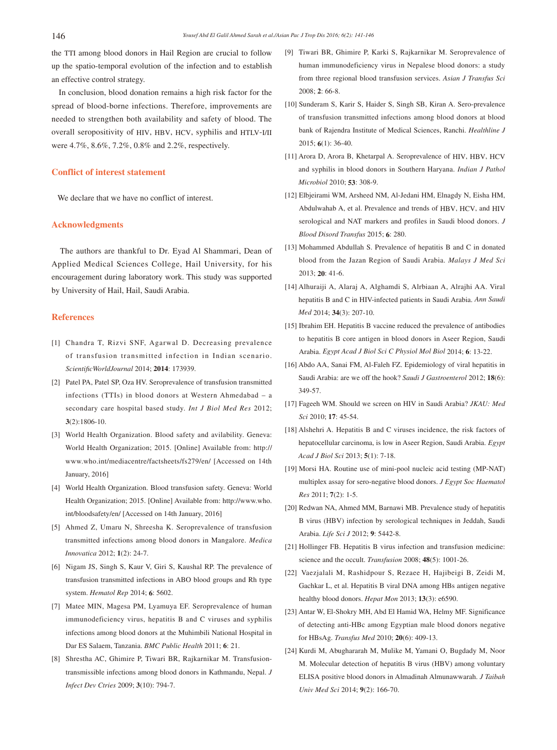the TTI among blood donors in Hail Region are crucial to follow up the spatio-temporal evolution of the infection and to establish an effective control strategy.

In conclusion, blood donation remains a high risk factor for the spread of blood-borne infections. Therefore, improvements are needed to strengthen both availability and safety of blood. The overall seropositivity of HIV, HBV, HCV, syphilis and HTLV-I/II were 4.7%, 8.6%, 7.2%, 0.8% and 2.2%, respectively.

## Conflict of interest statement

We declare that we have no conflict of interest.

## Acknowledgments

The authors are thankful to Dr. Eyad Al Shammari, Dean of Applied Medical Sciences College, Hail University, for his encouragement during laboratory work. This study was supported by University of Hail, Hail, Saudi Arabia.

## References

[1] Chandra T, Rizvi SNF, Agarwal D. Decreasing prevalence of transfusion transmitted infection in Indian scenario. *ScientificWorldJournal* 2014; **2014**: 173939.

[2] Patel PA, Patel SP, Oza HV. Seroprevalence of transfusion transmitted infections (TTIs) in blood donors at Western Ahmedabad – a secondary care hospital based study. *Int J Biol Med Res* 2012; **3**(2):1806-10.

[3] World Health Organization. Blood safety and avilability. Geneva: World Health Organization; 2015. [Online] Available from: http://www.who.int/mediacentre/factsheets/fs279/en/ [Accessed on 14th January, 2016]

[4] World Health Organization. Blood transfusion safety. Geneva: World Health Organization; 2015. [Online] Available from: http://www.who.int/bloodsafety/en/ [Accessed on 14th January, 2016]

[5] Ahmed Z, Umaru N, Shreesha K. Seroprevalence of transfusion transmitted infections among blood donors in Mangalore. *Medica Innovatica* 2012; **1**(2): 24-7.

[6] Nigam JS, Singh S, Kaur V, Giri S, Kaushal RP. The prevalence of transfusion transmitted infections in ABO blood groups and Rh type system. *Hematol Rep* 2014; **6**: 5602.

[7] Matee MIN, Magesa PM, Lyamuya EF. Seroprevalence of human immunodeficiency virus, hepatitis B and C viruses and syphilis infections among blood donors at the Muhimbili National Hospital in Dar ES Salaem, Tanzania. *BMC Public Health* 2011; **6**: 21.

[8] Shrestha AC, Ghimire P, Tiwari BR, Rajkarnikar M. Transfusion-transmissible infections among blood donors in Kathmandu, Nepal. *J Infect Dev Ctries* 2009; **3**(10): 794-7.

[9] Tiwari BR, Ghimire P, Karki S, Rajkarnikar M. Seroprevalence of human immunodeficiency virus in Nepalese blood donors: a study from three regional blood transfusion services. *Asian J Transfus Sci* 2008; **2**: 66-8.

[10] Sunderam S, Karir S, Haider S, Singh SB, Kiran A. Sero-prevalence of transfusion transmitted infections among blood donors at blood bank of Rajendra Institute of Medical Sciences, Ranchi. *Healthline J* 2015; **6**(1): 36-40.

[11] Arora D, Arora B, Khetarpal A. Seroprevalence of HIV, HBV, HCV and syphilis in blood donors in Southern Haryana. *Indian J Pathol Microbiol* 2010; **53**: 308-9.

[12] Elbjeirami WM, Arsheed NM, Al-Jedani HM, Elnagdy N, Eisha HM, Abdulwahab A, et al. Prevalence and trends of HBV, HCV, and HIV serological and NAT markers and profiles in Saudi blood donors. *J Blood Disord Transfus* 2015; **6**: 280.

[13] Mohammed Abdullah S. Prevalence of hepatitis B and C in donated blood from the Jazan Region of Saudi Arabia. *Malays J Med Sci* 2013; **20**: 41-6.

[14] Alhuraiji A, Alaraj A, Alghamdi S, Alrbiaan A, Alrajhi AA. Viral hepatitis B and C in HIV-infected patients in Saudi Arabia. *Ann Saudi Med* 2014; **34**(3): 207-10.

[15] Ibrahim EH. Hepatitis B vaccine reduced the prevalence of antibodies to hepatitis B core antigen in blood donors in Aseer Region, Saudi Arabia. *Egypt Acad J Biol Sci C Physiol Mol Biol* 2014; **6**: 13-22.

[16] Abdo AA, Sanai FM, Al-Faleh FZ. Epidemiology of viral hepatitis in Saudi Arabia: are we off the hook? *Saudi J Gastroenterol* 2012; **18**(6): 349-57.

[17] Fageeh WM. Should we screen on HIV in Saudi Arabia? *JKAU: Med Sci* 2010; **17**: 45-54.

[18] Alshehri A. Hepatitis B and C viruses incidence, the risk factors of hepatocellular carcinoma, is low in Aseer Region, Saudi Arabia. *Egypt Acad J Biol Sci* 2013; **5**(1): 7-18.

[19] Morsi HA. Routine use of mini-pool nucleic acid testing (MP-NAT) multiplex assay for sero-negative blood donors. *J Egypt Soc Haematol Res* 2011; **7**(2): 1-5.

[20] Redwan NA, Ahmed MM, Barnawi MB. Prevalence study of hepatitis B virus (HBV) infection by serological techniques in Jeddah, Saudi Arabia. *Life Sci J* 2012; **9**: 5442-8.

[21] Hollinger FB. Hepatitis B virus infection and transfusion medicine: science and the occult. *Transfusion* 2008; **48**(5): 1001-26.

[22] Vaezjalali M, Rashidpour S, Rezaee H, Hajibeigi B, Zeidi M, Gachkar L, et al. Hepatitis B viral DNA among HBs antigen negative healthy blood donors. *Hepat Mon* 2013; **13**(3): e6590.

[23] Antar W, El-Shokry MH, Abd El Hamid WA, Helmy MF. Significance of detecting anti-HBc among Egyptian male blood donors negative for HBsAg. *Transfus Med* 2010; **20**(6): 409-13.

[24] Kurdi M, Abughararah M, Mulike M, Yamani O, Bugdady M, Noor M. Molecular detection of hepatitis B virus (HBV) among voluntary ELISA positive blood donors in Almadinah Almunawwarah. *J Taibah Univ Med Sci* 2014; **9**(2): 166-70.